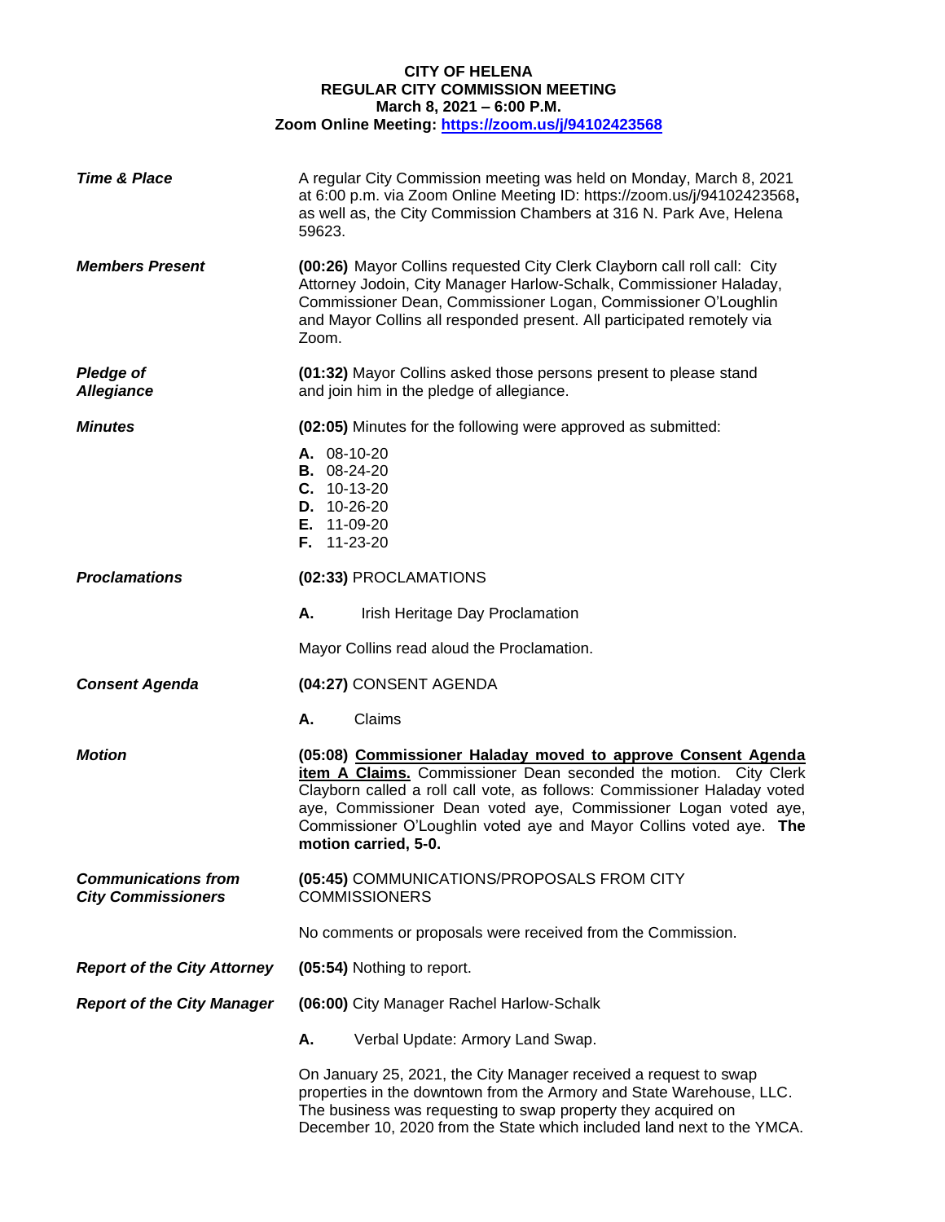**CITY OF HELENA**
**REGULAR CITY COMMISSION MEETING**
**March 8, 2021 – 6:00 P.M.**
**Zoom Online Meeting: https://zoom.us/j/94102423568**

***Time & Place***

A regular City Commission meeting was held on Monday, March 8, 2021 at 6:00 p.m. via Zoom Online Meeting ID: https://zoom.us/j/94102423568**,** as well as, the City Commission Chambers at 316 N. Park Ave, Helena 59623.

***Members Present***

**(00:26)** Mayor Collins requested City Clerk Clayborn call roll call: City Attorney Jodoin, City Manager Harlow-Schalk, Commissioner Haladay, Commissioner Dean, Commissioner Logan, Commissioner O'Loughlin and Mayor Collins all responded present. All participated remotely via Zoom.

***Pledge of Allegiance***

**(01:32)** Mayor Collins asked those persons present to please stand and join him in the pledge of allegiance.

***Minutes***

**(02:05)** Minutes for the following were approved as submitted:

**A.** 08-10-20
**B.** 08-24-20
**C.** 10-13-20
**D.** 10-26-20
**E.** 11-09-20
**F.** 11-23-20

***Proclamations***

**(02:33)** PROCLAMATIONS

**A.** Irish Heritage Day Proclamation

Mayor Collins read aloud the Proclamation.

***Consent Agenda***

**(04:27)** CONSENT AGENDA

**A.** Claims

***Motion***

**(05:08) Commissioner Haladay moved to approve Consent Agenda item A Claims.** Commissioner Dean seconded the motion. City Clerk Clayborn called a roll call vote, as follows: Commissioner Haladay voted aye, Commissioner Dean voted aye, Commissioner Logan voted aye, Commissioner O'Loughlin voted aye and Mayor Collins voted aye. **The motion carried, 5-0.**

***Communications from City Commissioners***

**(05:45)** COMMUNICATIONS/PROPOSALS FROM CITY COMMISSIONERS

No comments or proposals were received from the Commission.

***Report of the City Attorney***

**(05:54)** Nothing to report.

***Report of the City Manager***

**(06:00)** City Manager Rachel Harlow-Schalk

**A.** Verbal Update: Armory Land Swap.

On January 25, 2021, the City Manager received a request to swap properties in the downtown from the Armory and State Warehouse, LLC. The business was requesting to swap property they acquired on December 10, 2020 from the State which included land next to the YMCA.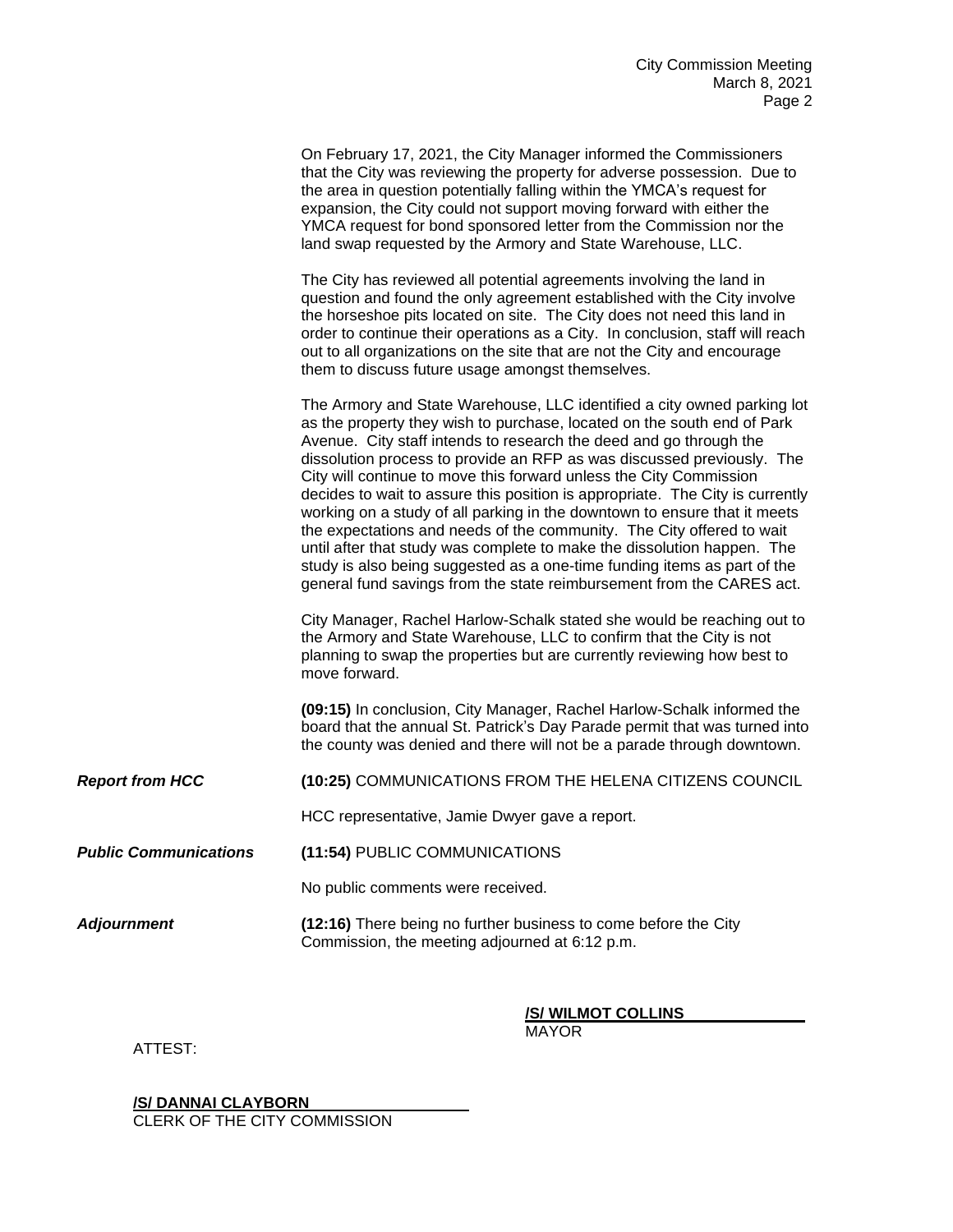On February 17, 2021, the City Manager informed the Commissioners that the City was reviewing the property for adverse possession. Due to the area in question potentially falling within the YMCA's request for expansion, the City could not support moving forward with either the YMCA request for bond sponsored letter from the Commission nor the land swap requested by the Armory and State Warehouse, LLC.

The City has reviewed all potential agreements involving the land in question and found the only agreement established with the City involve the horseshoe pits located on site. The City does not need this land in order to continue their operations as a City. In conclusion, staff will reach out to all organizations on the site that are not the City and encourage them to discuss future usage amongst themselves.

The Armory and State Warehouse, LLC identified a city owned parking lot as the property they wish to purchase, located on the south end of Park Avenue. City staff intends to research the deed and go through the dissolution process to provide an RFP as was discussed previously. The City will continue to move this forward unless the City Commission decides to wait to assure this position is appropriate. The City is currently working on a study of all parking in the downtown to ensure that it meets the expectations and needs of the community. The City offered to wait until after that study was complete to make the dissolution happen. The study is also being suggested as a one-time funding items as part of the general fund savings from the state reimbursement from the CARES act.

City Manager, Rachel Harlow-Schalk stated she would be reaching out to the Armory and State Warehouse, LLC to confirm that the City is not planning to swap the properties but are currently reviewing how best to move forward.

**(09:15)** In conclusion, City Manager, Rachel Harlow-Schalk informed the board that the annual St. Patrick's Day Parade permit that was turned into the county was denied and there will not be a parade through downtown.

***Report from HCC*** — **(10:25)** COMMUNICATIONS FROM THE HELENA CITIZENS COUNCIL

HCC representative, Jamie Dwyer gave a report.

***Public Communications*** — **(11:54)** PUBLIC COMMUNICATIONS

No public comments were received.

***Adjournment*** — **(12:16)** There being no further business to come before the City Commission, the meeting adjourned at 6:12 p.m.

**/S/ WILMOT COLLINS**
MAYOR

ATTEST:

**/S/ DANNAI CLAYBORN**
CLERK OF THE CITY COMMISSION